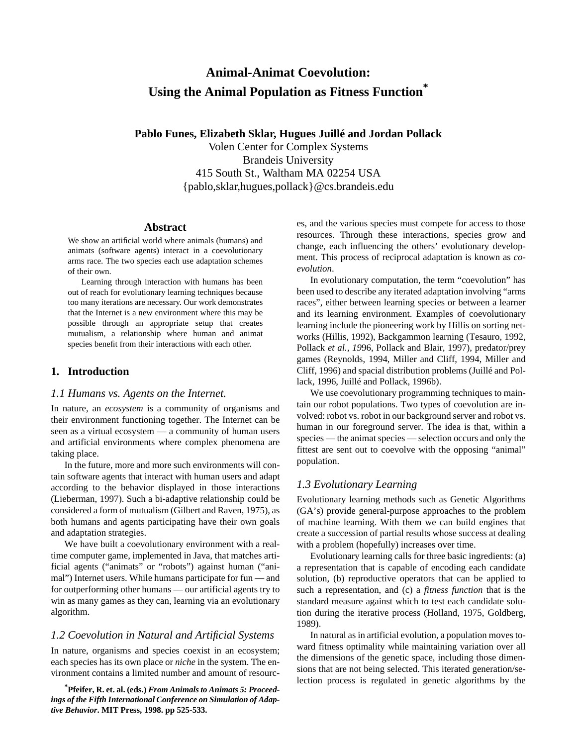# Animal-Animat Coevolution: Using the Animal Population as Fitness Function*

**Pablo Funes, Elizabeth Sklar, Hugues Juillé and Jordan Pollack**

Volen Center for Complex Systems
Brandeis University
415 South St., Waltham MA 02254 USA
{pablo,sklar,hugues,pollack}@cs.brandeis.edu

## Abstract

We show an artificial world where animals (humans) and animats (software agents) interact in a coevolutionary arms race. The two species each use adaptation schemes of their own.

Learning through interaction with humans has been out of reach for evolutionary learning techniques because too many iterations are necessary. Our work demonstrates that the Internet is a new environment where this may be possible through an appropriate setup that creates mutualism, a relationship where human and animat species benefit from their interactions with each other.

## 1. Introduction

### *1.1 Humans vs. Agents on the Internet.*

In nature, an *ecosystem* is a community of organisms and their environment functioning together. The Internet can be seen as a virtual ecosystem — a community of human users and artificial environments where complex phenomena are taking place.

In the future, more and more such environments will contain software agents that interact with human users and adapt according to the behavior displayed in those interactions (Lieberman, 1997). Such a bi-adaptive relationship could be considered a form of mutualism (Gilbert and Raven, 1975), as both humans and agents participating have their own goals and adaptation strategies.

We have built a coevolutionary environment with a real-time computer game, implemented in Java, that matches artificial agents ("animats" or "robots") against human ("animal") Internet users. While humans participate for fun — and for outperforming other humans — our artificial agents try to win as many games as they can, learning via an evolutionary algorithm.

### *1.2 Coevolution in Natural and Artificial Systems*

In nature, organisms and species coexist in an ecosystem; each species has its own place or *niche* in the system. The environment contains a limited number and amount of resources, and the various species must compete for access to those resources. Through these interactions, species grow and change, each influencing the others' evolutionary development. This process of reciprocal adaptation is known as *coevolution*.

In evolutionary computation, the term "coevolution" has been used to describe any iterated adaptation involving "arms races", either between learning species or between a learner and its learning environment. Examples of coevolutionary learning include the pioneering work by Hillis on sorting networks (Hillis, 1992), Backgammon learning (Tesauro, 1992, Pollack *et al., 19*96, Pollack and Blair, 1997), predator/prey games (Reynolds, 1994, Miller and Cliff, 1994, Miller and Cliff, 1996) and spacial distribution problems (Juillé and Pollack, 1996, Juillé and Pollack, 1996b).

We use coevolutionary programming techniques to maintain our robot populations. Two types of coevolution are involved: robot vs. robot in our background server and robot vs. human in our foreground server. The idea is that, within a species — the animat species — selection occurs and only the fittest are sent out to coevolve with the opposing "animal" population.

### *1.3 Evolutionary Learning*

Evolutionary learning methods such as Genetic Algorithms (GA's) provide general-purpose approaches to the problem of machine learning. With them we can build engines that create a succession of partial results whose success at dealing with a problem (hopefully) increases over time.

Evolutionary learning calls for three basic ingredients: (a) a representation that is capable of encoding each candidate solution, (b) reproductive operators that can be applied to such a representation, and (c) a *fitness function* that is the standard measure against which to test each candidate solution during the iterative process (Holland, 1975, Goldberg, 1989).

In natural as in artificial evolution, a population moves toward fitness optimality while maintaining variation over all the dimensions of the genetic space, including those dimensions that are not being selected. This iterated generation/selection process is regulated in genetic algorithms by the

*Pfeifer, R. et. al. (eds.) ***From Animals to Animats 5: Proceedings of the Fifth International Conference on Simulation of Adaptive Behavior*. MIT Press, 1998. pp 525-533.**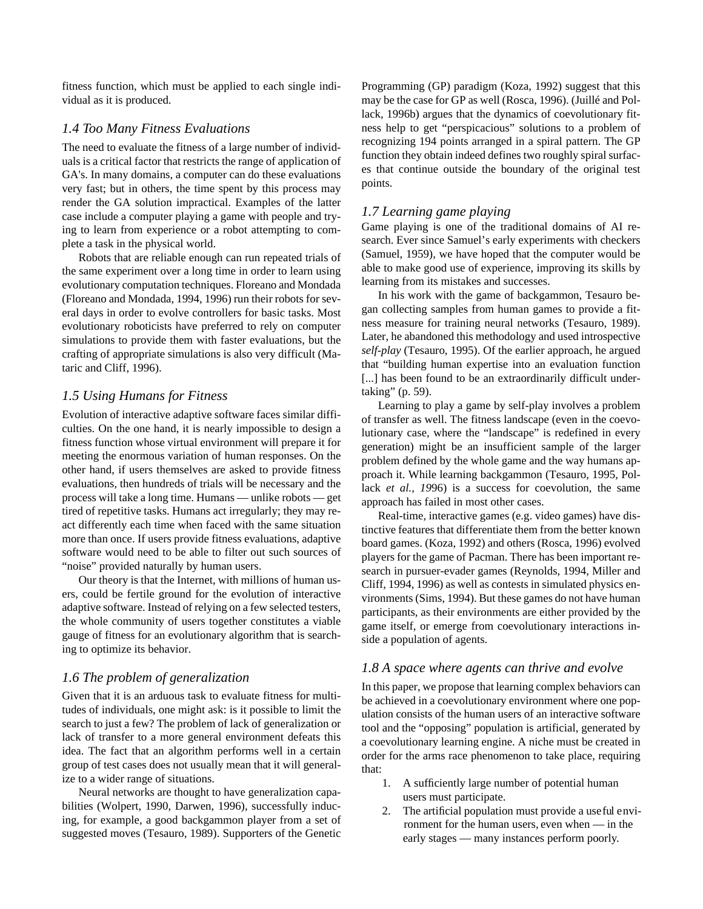fitness function, which must be applied to each single individual as it is produced.

### 1.4 Too Many Fitness Evaluations

The need to evaluate the fitness of a large number of individuals is a critical factor that restricts the range of application of GA's. In many domains, a computer can do these evaluations very fast; but in others, the time spent by this process may render the GA solution impractical. Examples of the latter case include a computer playing a game with people and trying to learn from experience or a robot attempting to complete a task in the physical world.

Robots that are reliable enough can run repeated trials of the same experiment over a long time in order to learn using evolutionary computation techniques. Floreano and Mondada (Floreano and Mondada, 1994, 1996) run their robots for several days in order to evolve controllers for basic tasks. Most evolutionary roboticists have preferred to rely on computer simulations to provide them with faster evaluations, but the crafting of appropriate simulations is also very difficult (Mataric and Cliff, 1996).

### 1.5 Using Humans for Fitness

Evolution of interactive adaptive software faces similar difficulties. On the one hand, it is nearly impossible to design a fitness function whose virtual environment will prepare it for meeting the enormous variation of human responses. On the other hand, if users themselves are asked to provide fitness evaluations, then hundreds of trials will be necessary and the process will take a long time. Humans — unlike robots — get tired of repetitive tasks. Humans act irregularly; they may react differently each time when faced with the same situation more than once. If users provide fitness evaluations, adaptive software would need to be able to filter out such sources of "noise" provided naturally by human users.

Our theory is that the Internet, with millions of human users, could be fertile ground for the evolution of interactive adaptive software. Instead of relying on a few selected testers, the whole community of users together constitutes a viable gauge of fitness for an evolutionary algorithm that is searching to optimize its behavior.

### 1.6 The problem of generalization

Given that it is an arduous task to evaluate fitness for multitudes of individuals, one might ask: is it possible to limit the search to just a few? The problem of lack of generalization or lack of transfer to a more general environment defeats this idea. The fact that an algorithm performs well in a certain group of test cases does not usually mean that it will generalize to a wider range of situations.

Neural networks are thought to have generalization capabilities (Wolpert, 1990, Darwen, 1996), successfully inducing, for example, a good backgammon player from a set of suggested moves (Tesauro, 1989). Supporters of the Genetic Programming (GP) paradigm (Koza, 1992) suggest that this may be the case for GP as well (Rosca, 1996). (Juillé and Pollack, 1996b) argues that the dynamics of coevolutionary fitness help to get "perspicacious" solutions to a problem of recognizing 194 points arranged in a spiral pattern. The GP function they obtain indeed defines two roughly spiral surfaces that continue outside the boundary of the original test points.

### 1.7 Learning game playing

Game playing is one of the traditional domains of AI research. Ever since Samuel's early experiments with checkers (Samuel, 1959), we have hoped that the computer would be able to make good use of experience, improving its skills by learning from its mistakes and successes.

In his work with the game of backgammon, Tesauro began collecting samples from human games to provide a fitness measure for training neural networks (Tesauro, 1989). Later, he abandoned this methodology and used introspective *self-play* (Tesauro, 1995). Of the earlier approach, he argued that "building human expertise into an evaluation function [...] has been found to be an extraordinarily difficult undertaking" (p. 59).

Learning to play a game by self-play involves a problem of transfer as well. The fitness landscape (even in the coevolutionary case, where the "landscape" is redefined in every generation) might be an insufficient sample of the larger problem defined by the whole game and the way humans approach it. While learning backgammon (Tesauro, 1995, Pollack *et al.*, 1996) is a success for coevolution, the same approach has failed in most other cases.

Real-time, interactive games (e.g. video games) have distinctive features that differentiate them from the better known board games. (Koza, 1992) and others (Rosca, 1996) evolved players for the game of Pacman. There has been important research in pursuer-evader games (Reynolds, 1994, Miller and Cliff, 1994, 1996) as well as contests in simulated physics environments (Sims, 1994). But these games do not have human participants, as their environments are either provided by the game itself, or emerge from coevolutionary interactions inside a population of agents.

### 1.8 A space where agents can thrive and evolve

In this paper, we propose that learning complex behaviors can be achieved in a coevolutionary environment where one population consists of the human users of an interactive software tool and the "opposing" population is artificial, generated by a coevolutionary learning engine. A niche must be created in order for the arms race phenomenon to take place, requiring that:

1. A sufficiently large number of potential human users must participate.
2. The artificial population must provide a useful environment for the human users, even when — in the early stages — many instances perform poorly.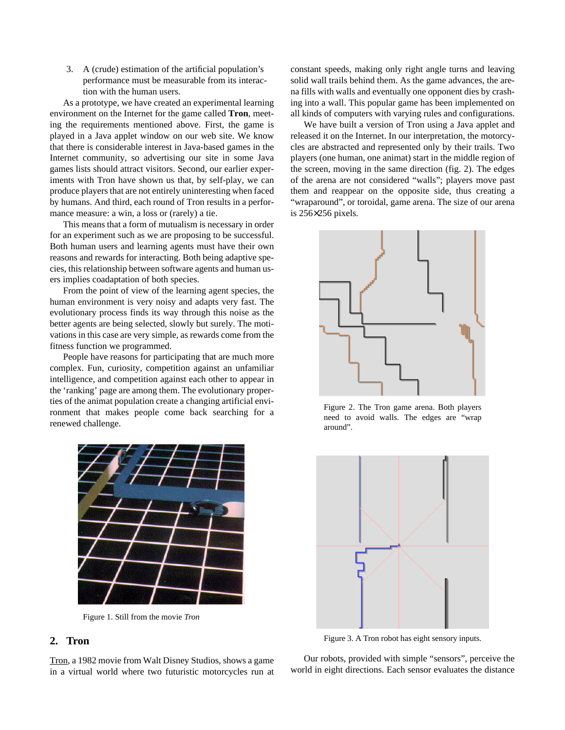3. A (crude) estimation of the artificial population's performance must be measurable from its interaction with the human users.

As a prototype, we have created an experimental learning environment on the Internet for the game called **Tron**, meeting the requirements mentioned above. First, the game is played in a Java applet window on our web site. We know that there is considerable interest in Java-based games in the Internet community, so advertising our site in some Java games lists should attract visitors. Second, our earlier experiments with Tron have shown us that, by self-play, we can produce players that are not entirely uninteresting when faced by humans. And third, each round of Tron results in a performance measure: a win, a loss or (rarely) a tie.

This means that a form of mutualism is necessary in order for an experiment such as we are proposing to be successful. Both human users and learning agents must have their own reasons and rewards for interacting. Both being adaptive species, this relationship between software agents and human users implies coadaptation of both species.

From the point of view of the learning agent species, the human environment is very noisy and adapts very fast. The evolutionary process finds its way through this noise as the better agents are being selected, slowly but surely. The motivations in this case are very simple, as rewards come from the fitness function we programmed.

People have reasons for participating that are much more complex. Fun, curiosity, competition against an unfamiliar intelligence, and competition against each other to appear in the 'ranking' page are among them. The evolutionary properties of the animat population create a changing artificial environment that makes people come back searching for a renewed challenge.

Figure 1. Still from the movie *Tron*

## 2. Tron

Tron, a 1982 movie from Walt Disney Studios, shows a game in a virtual world where two futuristic motorcycles run at constant speeds, making only right angle turns and leaving solid wall trails behind them. As the game advances, the arena fills with walls and eventually one opponent dies by crashing into a wall. This popular game has been implemented on all kinds of computers with varying rules and configurations.

We have built a version of Tron using a Java applet and released it on the Internet. In our interpretation, the motorcycles are abstracted and represented only by their trails. Two players (one human, one animat) start in the middle region of the screen, moving in the same direction (fig. 2). The edges of the arena are not considered "walls"; players move past them and reappear on the opposite side, thus creating a "wraparound", or toroidal, game arena. The size of our arena is 256×256 pixels.

Figure 2. The Tron game arena. Both players need to avoid walls. The edges are "wrap around".

Figure 3. A Tron robot has eight sensory inputs.

Our robots, provided with simple "sensors", perceive the world in eight directions. Each sensor evaluates the distance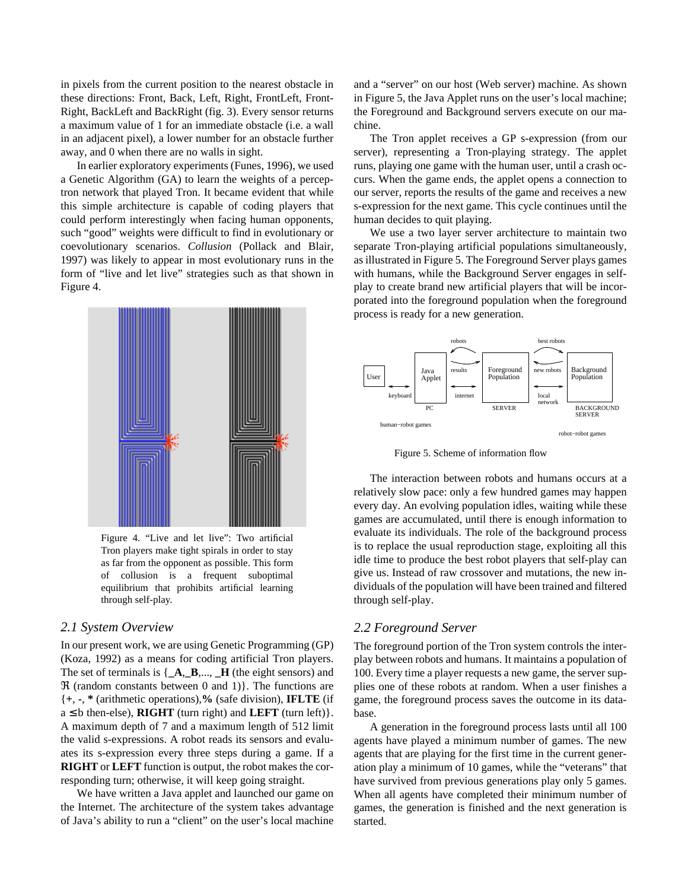in pixels from the current position to the nearest obstacle in these directions: Front, Back, Left, Right, FrontLeft, FrontRight, BackLeft and BackRight (fig. 3). Every sensor returns a maximum value of 1 for an immediate obstacle (i.e. a wall in an adjacent pixel), a lower number for an obstacle further away, and 0 when there are no walls in sight.

In earlier exploratory experiments (Funes, 1996), we used a Genetic Algorithm (GA) to learn the weights of a perceptron network that played Tron. It became evident that while this simple architecture is capable of coding players that could perform interestingly when facing human opponents, such "good" weights were difficult to find in evolutionary or coevolutionary scenarios. *Collusion* (Pollack and Blair, 1997) was likely to appear in most evolutionary runs in the form of "live and let live" strategies such as that shown in Figure 4.

Figure 4. "Live and let live": Two artificial Tron players make tight spirals in order to stay as far from the opponent as possible. This form of collusion is a frequent suboptimal equilibrium that prohibits artificial learning through self-play.

## *2.1 System Overview*

In our present work, we are using Genetic Programming (GP) (Koza, 1992) as a means for coding artificial Tron players. The set of terminals is {**_A**,**_B**,..., **_H** (the eight sensors) and $\Re$ (random constants between 0 and 1)}. The functions are {+, -, * (arithmetic operations),**%** (safe division), **IFLTE** (if a $\leq$ b then-else), **RIGHT** (turn right) and **LEFT** (turn left)}. A maximum depth of 7 and a maximum length of 512 limit the valid s-expressions. A robot reads its sensors and evaluates its s-expression every three steps during a game. If a **RIGHT** or **LEFT** function is output, the robot makes the corresponding turn; otherwise, it will keep going straight.

We have written a Java applet and launched our game on the Internet. The architecture of the system takes advantage of Java's ability to run a "client" on the user's local machine and a "server" on our host (Web server) machine. As shown in Figure 5, the Java Applet runs on the user's local machine; the Foreground and Background servers execute on our machine.

The Tron applet receives a GP s-expression (from our server), representing a Tron-playing strategy. The applet runs, playing one game with the human user, until a crash occurs. When the game ends, the applet opens a connection to our server, reports the results of the game and receives a new s-expression for the next game. This cycle continues until the human decides to quit playing.

We use a two layer server architecture to maintain two separate Tron-playing artificial populations simultaneously, as illustrated in Figure 5. The Foreground Server plays games with humans, while the Background Server engages in self-play to create brand new artificial players that will be incorporated into the foreground population when the foreground process is ready for a new generation.

Figure 5. Scheme of information flow

The interaction between robots and humans occurs at a relatively slow pace: only a few hundred games may happen every day. An evolving population idles, waiting while these games are accumulated, until there is enough information to evaluate its individuals. The role of the background process is to replace the usual reproduction stage, exploiting all this idle time to produce the best robot players that self-play can give us. Instead of raw crossover and mutations, the new individuals of the population will have been trained and filtered through self-play.

## *2.2 Foreground Server*

The foreground portion of the Tron system controls the interplay between robots and humans. It maintains a population of 100. Every time a player requests a new game, the server supplies one of these robots at random. When a user finishes a game, the foreground process saves the outcome in its database.

A generation in the foreground process lasts until all 100 agents have played a minimum number of games. The new agents that are playing for the first time in the current generation play a minimum of 10 games, while the "veterans" that have survived from previous generations play only 5 games. When all agents have completed their minimum number of games, the generation is finished and the next generation is started.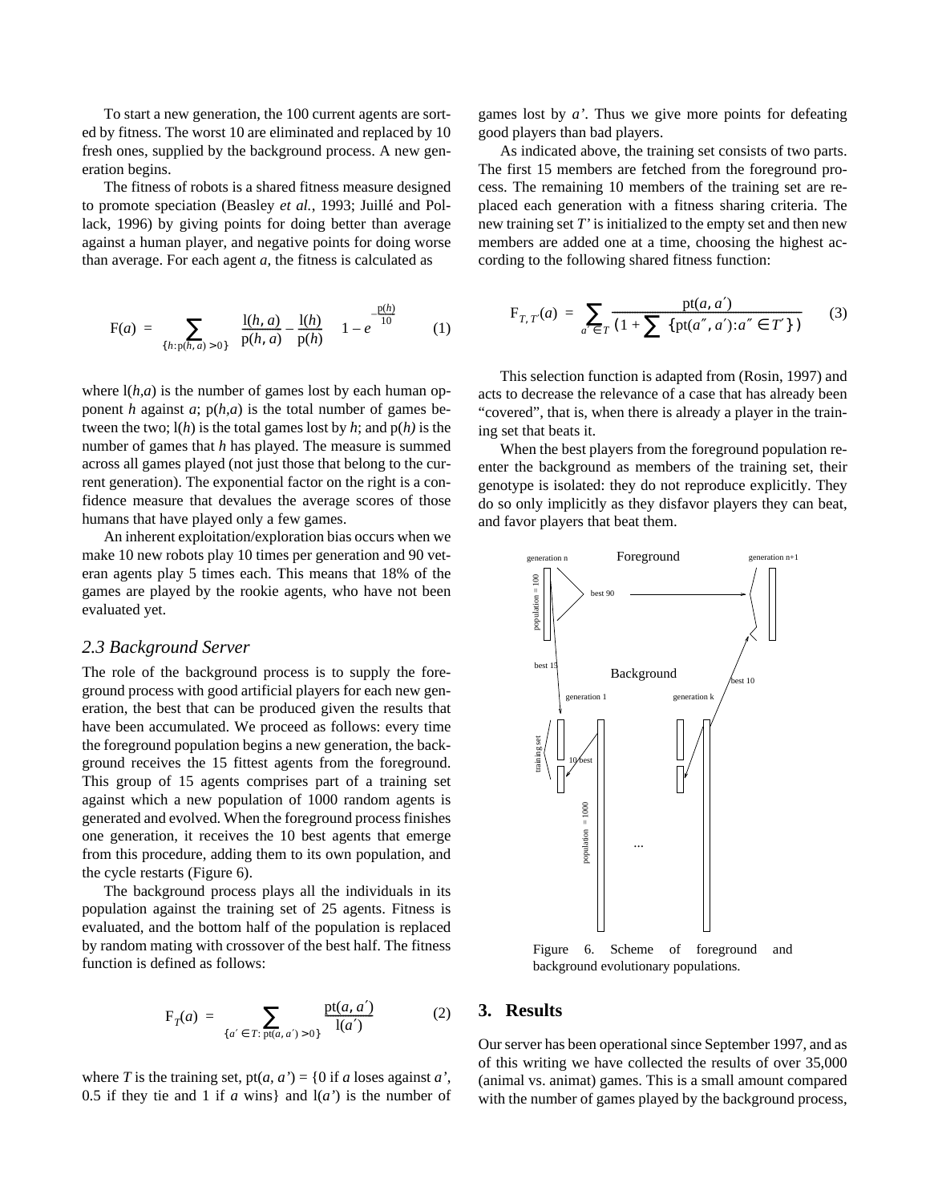To start a new generation, the 100 current agents are sorted by fitness. The worst 10 are eliminated and replaced by 10 fresh ones, supplied by the background process. A new generation begins.

The fitness of robots is a shared fitness measure designed to promote speciation (Beasley *et al.*, 1993; Juillé and Pollack, 1996) by giving points for doing better than average against a human player, and negative points for doing worse than average. For each agent *a*, the fitness is calculated as

$$\mathrm{F}(a) = \sum_{\{h : \mathrm{p}(h,a) > 0\}} \left( \frac{\mathrm{l}(h,a)}{\mathrm{p}(h,a)} - \frac{\mathrm{l}(h)}{\mathrm{p}(h)} \right) \left( 1 - e^{-\frac{\mathrm{p}(h)}{10}} \right) \quad (1)$$

where $\mathrm{l}(h,a)$ is the number of games lost by each human opponent *h* against *a*; $\mathrm{p}(h,a)$ is the total number of games between the two; $\mathrm{l}(h)$ is the total games lost by *h*; and $\mathrm{p}(h)$ is the number of games that *h* has played. The measure is summed across all games played (not just those that belong to the current generation). The exponential factor on the right is a confidence measure that devalues the average scores of those humans that have played only a few games.

An inherent exploitation/exploration bias occurs when we make 10 new robots play 10 times per generation and 90 veteran agents play 5 times each. This means that 18% of the games are played by the rookie agents, who have not been evaluated yet.

### *2.3 Background Server*

The role of the background process is to supply the foreground process with good artificial players for each new generation, the best that can be produced given the results that have been accumulated. We proceed as follows: every time the foreground population begins a new generation, the background receives the 15 fittest agents from the foreground. This group of 15 agents comprises part of a training set against which a new population of 1000 random agents is generated and evolved. When the foreground process finishes one generation, it receives the 10 best agents that emerge from this procedure, adding them to its own population, and the cycle restarts (Figure 6).

The background process plays all the individuals in its population against the training set of 25 agents. Fitness is evaluated, and the bottom half of the population is replaced by random mating with crossover of the best half. The fitness function is defined as follows:

$$\mathrm{F}_T(a) = \sum_{\{a' \in T : \mathrm{pt}(a,a') > 0\}} \frac{\mathrm{pt}(a,a')}{\mathrm{l}(a')} \quad (2)$$

where *T* is the training set, $\mathrm{pt}(a, a') = \{0$ if *a* loses against *a'*, 0.5 if they tie and 1 if *a* wins$\}$ and $\mathrm{l}(a')$ is the number of games lost by *a'*. Thus we give more points for defeating good players than bad players.

As indicated above, the training set consists of two parts. The first 15 members are fetched from the foreground process. The remaining 10 members of the training set are replaced each generation with a fitness sharing criteria. The new training set *T'* is initialized to the empty set and then new members are added one at a time, choosing the highest according to the following shared fitness function:

$$\mathrm{F}_{T,T'}(a) = \sum_{a' \in T} \frac{\mathrm{pt}(a,a')}{\left(1 + \sum \{\mathrm{pt}(a'',a') : a'' \in T'\}\right)} \quad (3)$$

This selection function is adapted from (Rosin, 1997) and acts to decrease the relevance of a case that has already been "covered", that is, when there is already a player in the training set that beats it.

When the best players from the foreground population reenter the background as members of the training set, their genotype is isolated: they do not reproduce explicitly. They do so only implicitly as they disfavor players they can beat, and favor players that beat them.

Figure 6. Scheme of foreground and background evolutionary populations.

## 3. Results

Our server has been operational since September 1997, and as of this writing we have collected the results of over 35,000 (animal vs. animat) games. This is a small amount compared with the number of games played by the background process,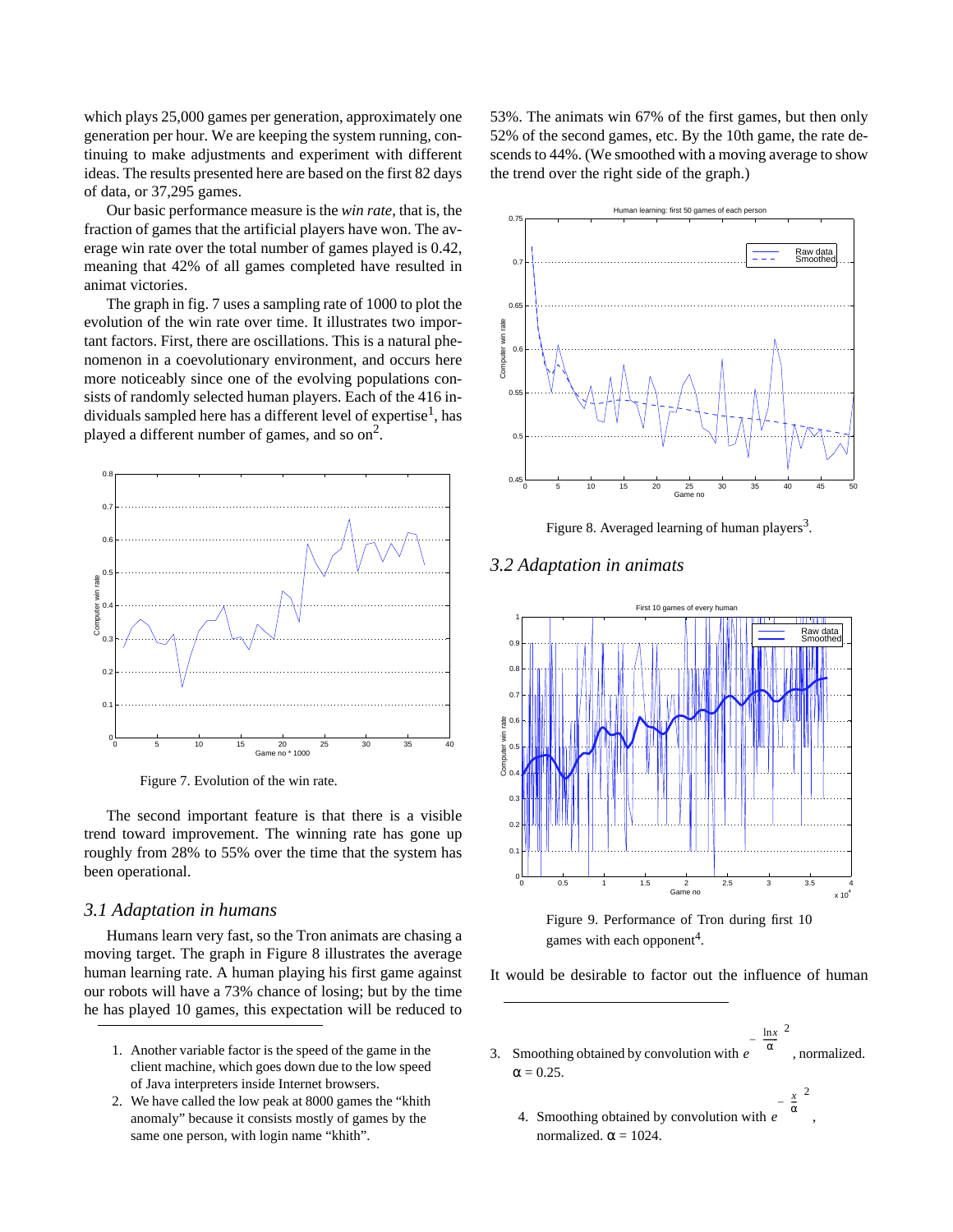which plays 25,000 games per generation, approximately one generation per hour. We are keeping the system running, continuing to make adjustments and experiment with different ideas. The results presented here are based on the first 82 days of data, or 37,295 games.

Our basic performance measure is the *win rate*, that is, the fraction of games that the artificial players have won. The average win rate over the total number of games played is 0.42, meaning that 42% of all games completed have resulted in animat victories.

The graph in fig. 7 uses a sampling rate of 1000 to plot the evolution of the win rate over time. It illustrates two important factors. First, there are oscillations. This is a natural phenomenon in a coevolutionary environment, and occurs here more noticeably since one of the evolving populations consists of randomly selected human players. Each of the 416 individuals sampled here has a different level of expertise[1], has played a different number of games, and so on[2].

Figure 7. Evolution of the win rate.

The second important feature is that there is a visible trend toward improvement. The winning rate has gone up roughly from 28% to 55% over the time that the system has been operational.

### 3.1 Adaptation in humans

Humans learn very fast, so the Tron animats are chasing a moving target. The graph in Figure 8 illustrates the average human learning rate. A human playing his first game against our robots will have a 73% chance of losing; but by the time he has played 10 games, this expectation will be reduced to 53%. The animats win 67% of the first games, but then only 52% of the second games, etc. By the 10th game, the rate descends to 44%. (We smoothed with a moving average to show the trend over the right side of the graph.)

Figure 8. Averaged learning of human players[3].

### 3.2 Adaptation in animats

Figure 9. Performance of Tron during first 10 games with each opponent[4].

It would be desirable to factor out the influence of human

1. Another variable factor is the speed of the game in the client machine, which goes down due to the low speed of Java interpreters inside Internet browsers.
2. We have called the low peak at 8000 games the "khith anomaly" because it consists mostly of games by the same one person, with login name "khith".
3. Smoothing obtained by convolution with $e^{-\left(\frac{\ln x}{\alpha}\right)^2}$, normalized. $\alpha = 0.25$.
4. Smoothing obtained by convolution with $e^{-\left(\frac{x}{\alpha}\right)^2}$, normalized. $\alpha = 1024$.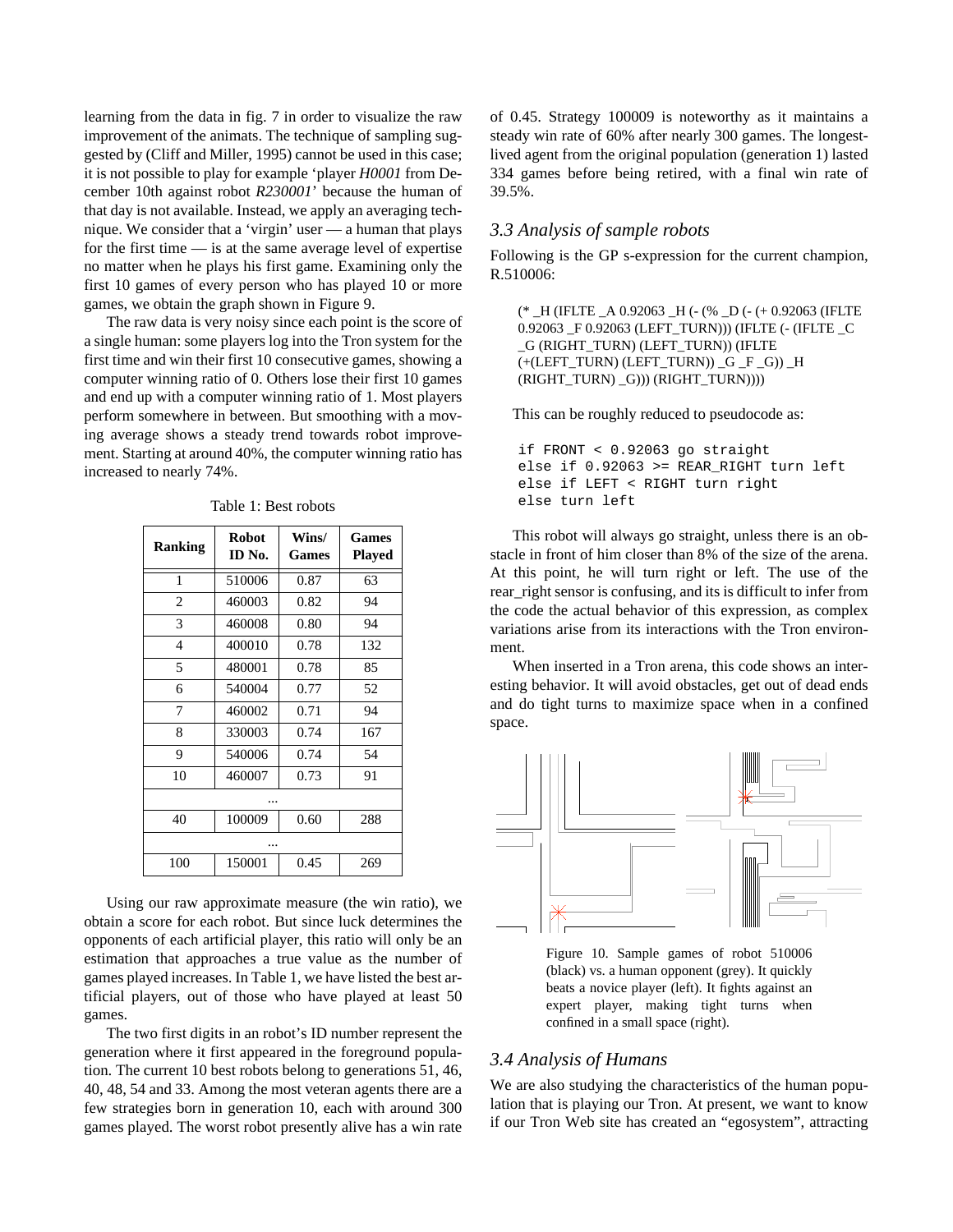learning from the data in fig. 7 in order to visualize the raw improvement of the animats. The technique of sampling suggested by (Cliff and Miller, 1995) cannot be used in this case; it is not possible to play for example 'player *H0001* from December 10th against robot *R230001*' because the human of that day is not available. Instead, we apply an averaging technique. We consider that a 'virgin' user — a human that plays for the first time — is at the same average level of expertise no matter when he plays his first game. Examining only the first 10 games of every person who has played 10 or more games, we obtain the graph shown in Figure 9.

The raw data is very noisy since each point is the score of a single human: some players log into the Tron system for the first time and win their first 10 consecutive games, showing a computer winning ratio of 0. Others lose their first 10 games and end up with a computer winning ratio of 1. Most players perform somewhere in between. But smoothing with a moving average shows a steady trend towards robot improvement. Starting at around 40%, the computer winning ratio has increased to nearly 74%.

Table 1: Best robots

| Ranking | Robot ID No. | Wins/ Games | Games Played |
|---|---|---|---|
| 1 | 510006 | 0.87 | 63 |
| 2 | 460003 | 0.82 | 94 |
| 3 | 460008 | 0.80 | 94 |
| 4 | 400010 | 0.78 | 132 |
| 5 | 480001 | 0.78 | 85 |
| 6 | 540004 | 0.77 | 52 |
| 7 | 460002 | 0.71 | 94 |
| 8 | 330003 | 0.74 | 167 |
| 9 | 540006 | 0.74 | 54 |
| 10 | 460007 | 0.73 | 91 |
| ... | | | |
| 40 | 100009 | 0.60 | 288 |
| ... | | | |
| 100 | 150001 | 0.45 | 269 |

Using our raw approximate measure (the win ratio), we obtain a score for each robot. But since luck determines the opponents of each artificial player, this ratio will only be an estimation that approaches a true value as the number of games played increases. In Table 1, we have listed the best artificial players, out of those who have played at least 50 games.

The two first digits in an robot's ID number represent the generation where it first appeared in the foreground population. The current 10 best robots belong to generations 51, 46, 40, 48, 54 and 33. Among the most veteran agents there are a few strategies born in generation 10, each with around 300 games played. The worst robot presently alive has a win rate of 0.45. Strategy 100009 is noteworthy as it maintains a steady win rate of 60% after nearly 300 games. The longest-lived agent from the original population (generation 1) lasted 334 games before being retired, with a final win rate of 39.5%.

## 3.3 Analysis of sample robots

Following is the GP s-expression for the current champion, R.510006:

```
(* _H (IFLTE _A 0.92063 _H (- (% _D (- (+ 0.92063 (IFLTE
0.92063 _F 0.92063 (LEFT_TURN))) (IFLTE (- (IFLTE _C
_G (RIGHT_TURN) (LEFT_TURN)) (IFLTE
(+(LEFT_TURN) (LEFT_TURN)) _G _F _G)) _H
(RIGHT_TURN) _G))) (RIGHT_TURN))))
```

This can be roughly reduced to pseudocode as:

```
if FRONT < 0.92063 go straight
else if 0.92063 >= REAR_RIGHT turn left
else if LEFT < RIGHT turn right
else turn left
```

This robot will always go straight, unless there is an obstacle in front of him closer than 8% of the size of the arena. At this point, he will turn right or left. The use of the rear_right sensor is confusing, and its is difficult to infer from the code the actual behavior of this expression, as complex variations arise from its interactions with the Tron environment.

When inserted in a Tron arena, this code shows an interesting behavior. It will avoid obstacles, get out of dead ends and do tight turns to maximize space when in a confined space.

Figure 10. Sample games of robot 510006 (black) vs. a human opponent (grey). It quickly beats a novice player (left). It fights against an expert player, making tight turns when confined in a small space (right).

## 3.4 Analysis of Humans

We are also studying the characteristics of the human population that is playing our Tron. At present, we want to know if our Tron Web site has created an "egosystem", attracting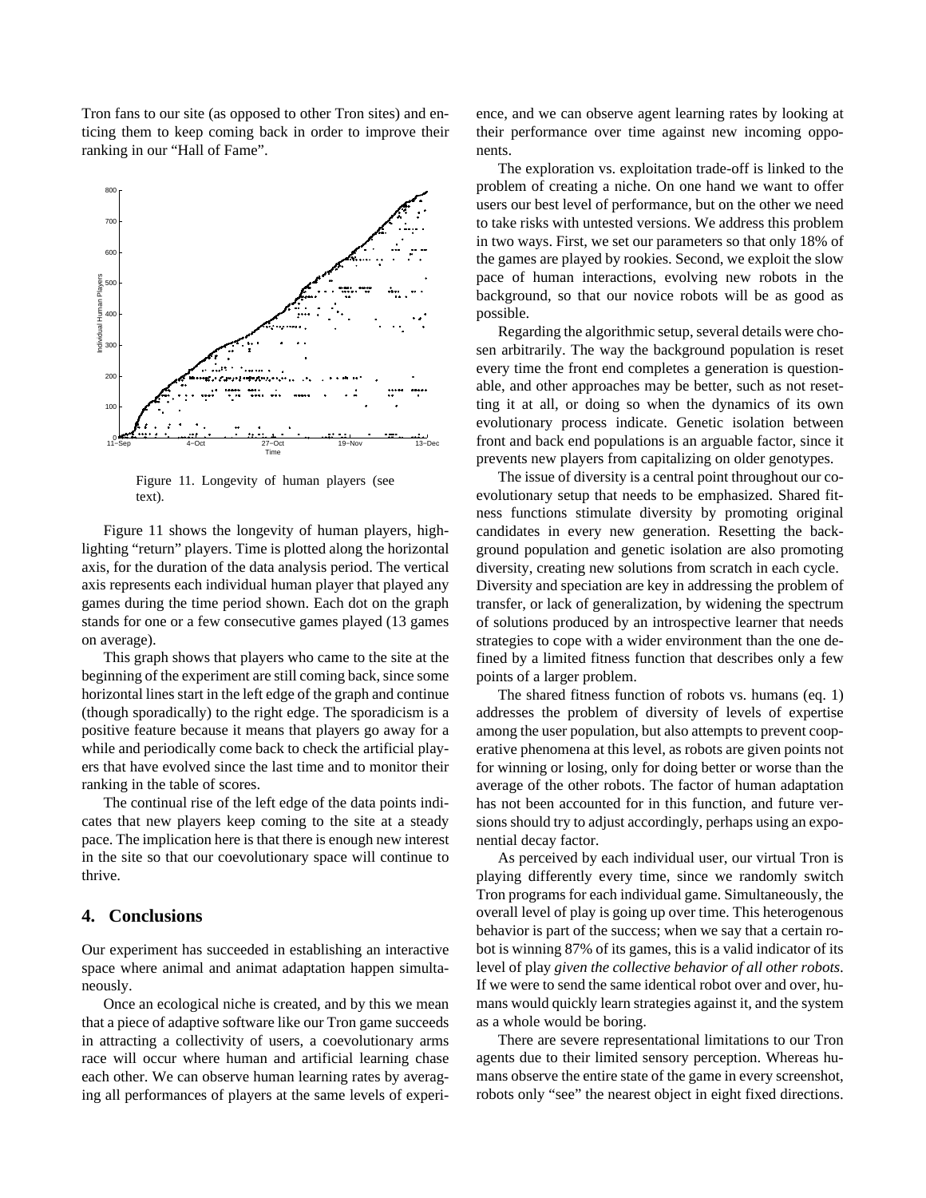Tron fans to our site (as opposed to other Tron sites) and enticing them to keep coming back in order to improve their ranking in our "Hall of Fame".

Figure 11. Longevity of human players (see text).

Figure 11 shows the longevity of human players, highlighting "return" players. Time is plotted along the horizontal axis, for the duration of the data analysis period. The vertical axis represents each individual human player that played any games during the time period shown. Each dot on the graph stands for one or a few consecutive games played (13 games on average).

This graph shows that players who came to the site at the beginning of the experiment are still coming back, since some horizontal lines start in the left edge of the graph and continue (though sporadically) to the right edge. The sporadicism is a positive feature because it means that players go away for a while and periodically come back to check the artificial players that have evolved since the last time and to monitor their ranking in the table of scores.

The continual rise of the left edge of the data points indicates that new players keep coming to the site at a steady pace. The implication here is that there is enough new interest in the site so that our coevolutionary space will continue to thrive.

## 4. Conclusions

Our experiment has succeeded in establishing an interactive space where animal and animat adaptation happen simultaneously.

Once an ecological niche is created, and by this we mean that a piece of adaptive software like our Tron game succeeds in attracting a collectivity of users, a coevolutionary arms race will occur where human and artificial learning chase each other. We can observe human learning rates by averaging all performances of players at the same levels of experience, and we can observe agent learning rates by looking at their performance over time against new incoming opponents.

The exploration vs. exploitation trade-off is linked to the problem of creating a niche. On one hand we want to offer users our best level of performance, but on the other we need to take risks with untested versions. We address this problem in two ways. First, we set our parameters so that only 18% of the games are played by rookies. Second, we exploit the slow pace of human interactions, evolving new robots in the background, so that our novice robots will be as good as possible.

Regarding the algorithmic setup, several details were chosen arbitrarily. The way the background population is reset every time the front end completes a generation is questionable, and other approaches may be better, such as not resetting it at all, or doing so when the dynamics of its own evolutionary process indicate. Genetic isolation between front and back end populations is an arguable factor, since it prevents new players from capitalizing on older genotypes.

The issue of diversity is a central point throughout our coevolutionary setup that needs to be emphasized. Shared fitness functions stimulate diversity by promoting original candidates in every new generation. Resetting the background population and genetic isolation are also promoting diversity, creating new solutions from scratch in each cycle. Diversity and speciation are key in addressing the problem of transfer, or lack of generalization, by widening the spectrum of solutions produced by an introspective learner that needs strategies to cope with a wider environment than the one defined by a limited fitness function that describes only a few points of a larger problem.

The shared fitness function of robots vs. humans (eq. 1) addresses the problem of diversity of levels of expertise among the user population, but also attempts to prevent cooperative phenomena at this level, as robots are given points not for winning or losing, only for doing better or worse than the average of the other robots. The factor of human adaptation has not been accounted for in this function, and future versions should try to adjust accordingly, perhaps using an exponential decay factor.

As perceived by each individual user, our virtual Tron is playing differently every time, since we randomly switch Tron programs for each individual game. Simultaneously, the overall level of play is going up over time. This heterogenous behavior is part of the success; when we say that a certain robot is winning 87% of its games, this is a valid indicator of its level of play *given the collective behavior of all other robots*. If we were to send the same identical robot over and over, humans would quickly learn strategies against it, and the system as a whole would be boring.

There are severe representational limitations to our Tron agents due to their limited sensory perception. Whereas humans observe the entire state of the game in every screenshot, robots only "see" the nearest object in eight fixed directions.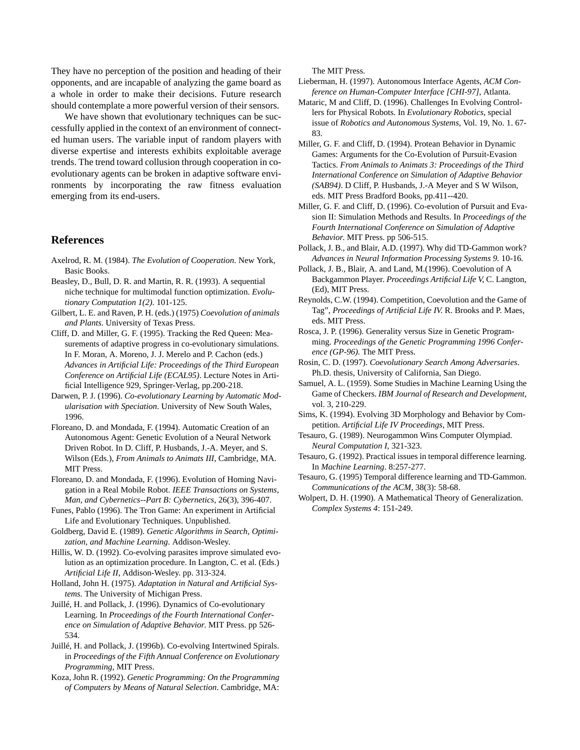They have no perception of the position and heading of their opponents, and are incapable of analyzing the game board as a whole in order to make their decisions. Future research should contemplate a more powerful version of their sensors.

We have shown that evolutionary techniques can be successfully applied in the context of an environment of connected human users. The variable input of random players with diverse expertise and interests exhibits exploitable average trends. The trend toward collusion through cooperation in co-evolutionary agents can be broken in adaptive software environments by incorporating the raw fitness evaluation emerging from its end-users.

## References

Axelrod, R. M. (1984). *The Evolution of Cooperation*. New York, Basic Books.

Beasley, D., Bull, D. R. and Martin, R. R. (1993). A sequential niche technique for multimodal function optimization. *Evolutionary Computation 1(2)*. 101-125.

Gilbert, L. E. and Raven, P. H. (eds.) (1975) *Coevolution of animals and Plants*. University of Texas Press.

Cliff, D. and Miller, G. F. (1995). Tracking the Red Queen: Measurements of adaptive progress in co-evolutionary simulations. In F. Moran, A. Moreno, J. J. Merelo and P. Cachon (eds.) *Advances in Artificial Life: Proceedings of the Third European Conference on Artificial Life (ECAL95)*. Lecture Notes in Artificial Intelligence 929, Springer-Verlag, pp.200-218.

Darwen, P. J. (1996). *Co-evolutionary Learning by Automatic Modularisation with Speciation*. University of New South Wales, 1996.

Floreano, D. and Mondada, F. (1994). Automatic Creation of an Autonomous Agent: Genetic Evolution of a Neural Network Driven Robot. In D. Cliff, P. Husbands, J.-A. Meyer, and S. Wilson (Eds.), *From Animals to Animats III*, Cambridge, MA. MIT Press.

Floreano, D. and Mondada, F. (1996). Evolution of Homing Navigation in a Real Mobile Robot. *IEEE Transactions on Systems, Man, and Cybernetics--Part B: Cybernetics*, 26(3), 396-407.

Funes, Pablo (1996). The Tron Game: An experiment in Artificial Life and Evolutionary Techniques. Unpublished.

Goldberg, David E. (1989). *Genetic Algorithms in Search, Optimization, and Machine Learning.* Addison-Wesley.

Hillis, W. D. (1992). Co-evolving parasites improve simulated evolution as an optimization procedure. In Langton, C. et al. (Eds.) *Artificial Life II*, Addison-Wesley. pp. 313-324.

Holland, John H. (1975). *Adaptation in Natural and Artificial Systems.* The University of Michigan Press.

Juillé, H. and Pollack, J. (1996). Dynamics of Co-evolutionary Learning. In *Proceedings of the Fourth International Conference on Simulation of Adaptive Behavior.* MIT Press. pp 526-534.

Juillé, H. and Pollack, J. (1996b). Co-evolving Intertwined Spirals. in *Proceedings of the Fifth Annual Conference on Evolutionary Programming*, MIT Press.

Koza, John R. (1992). *Genetic Programming: On the Programming of Computers by Means of Natural Selection*. Cambridge, MA: The MIT Press.

Lieberman, H. (1997). Autonomous Interface Agents, *ACM Conference on Human-Computer Interface [CHI-97]*, Atlanta.

Mataric, M and Cliff, D. (1996). Challenges In Evolving Controllers for Physical Robots. In *Evolutionary Robotics*, special issue of *Robotics and Autonomous Systems*, Vol. 19, No. 1. 67-83.

Miller, G. F. and Cliff, D. (1994). Protean Behavior in Dynamic Games: Arguments for the Co-Evolution of Pursuit-Evasion Tactics. *From Animals to Animats 3: Proceedings of the Third International Conference on Simulation of Adaptive Behavior (SAB94)*. D Cliff, P. Husbands, J.-A Meyer and S W Wilson, eds. MIT Press Bradford Books, pp.411--420.

Miller, G. F. and Cliff, D. (1996). Co-evolution of Pursuit and Evasion II: Simulation Methods and Results. In *Proceedings of the Fourth International Conference on Simulation of Adaptive Behavior.* MIT Press. pp 506-515.

Pollack, J. B., and Blair, A.D. (1997). Why did TD-Gammon work? *Advances in Neural Information Processing Systems 9.* 10-16.

Pollack, J. B., Blair, A. and Land, M.(1996). Coevolution of A Backgammon Player. *Proceedings Artificial Life V*, C. Langton, (Ed), MIT Press.

Reynolds, C.W. (1994). Competition, Coevolution and the Game of Tag", *Proceedings of Artificial Life IV.* R. Brooks and P. Maes, eds. MIT Press.

Rosca, J. P. (1996). Generality versus Size in Genetic Programming. *Proceedings of the Genetic Programming 1996 Conference (GP-96).* The MIT Press.

Rosin, C. D. (1997). *Coevolutionary Search Among Adversaries*. Ph.D. thesis, University of California, San Diego.

Samuel, A. L. (1959). Some Studies in Machine Learning Using the Game of Checkers. *IBM Journal of Research and Development*, vol. 3, 210-229.

Sims, K. (1994). Evolving 3D Morphology and Behavior by Competition. *Artificial Life IV Proceedings*, MIT Press.

Tesauro, G. (1989). Neurogammon Wins Computer Olympiad. *Neural Computation I*, 321-323.

Tesauro, G. (1992). Practical issues in temporal difference learning. In *Machine Learning*. 8:257-277.

Tesauro, G. (1995) Temporal difference learning and TD-Gammon. *Communications of the ACM*, 38(3): 58-68.

Wolpert, D. H. (1990). A Mathematical Theory of Generalization. *Complex Systems 4*: 151-249.